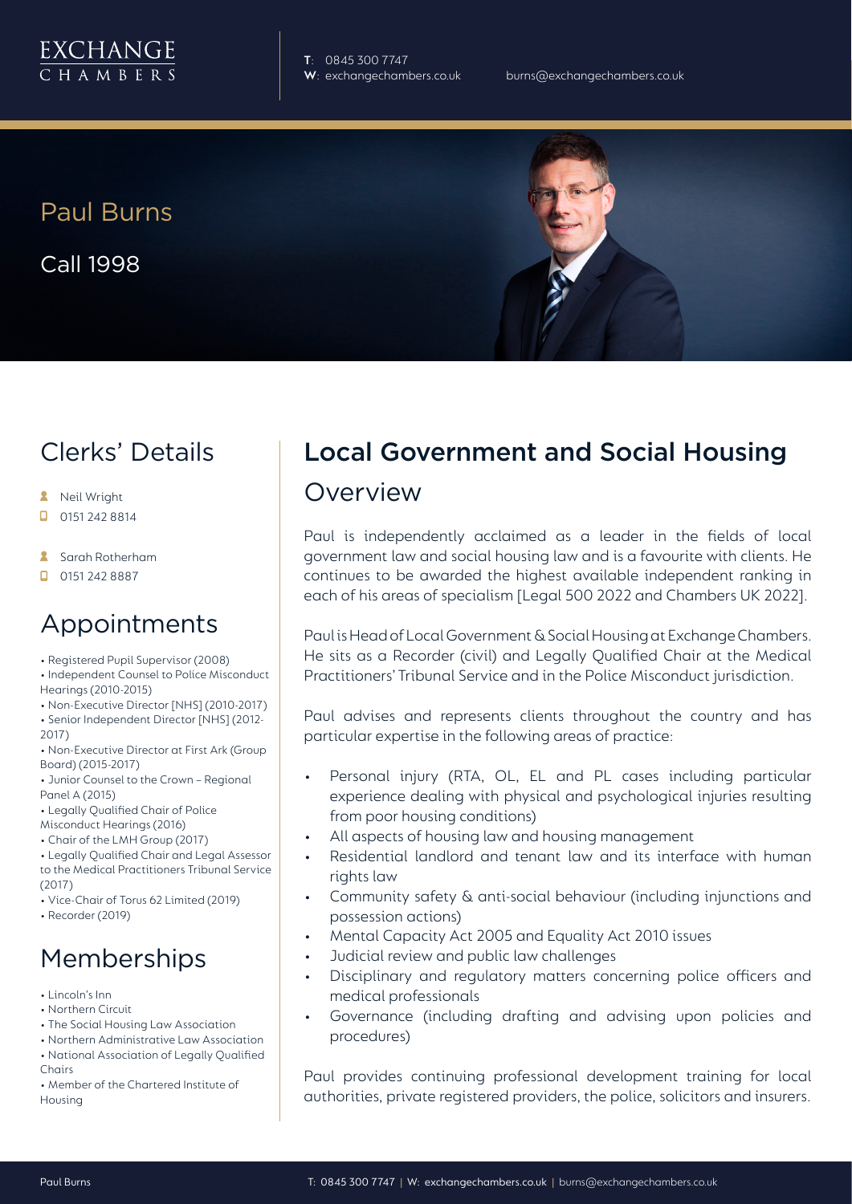# Paul Burns

Call 1998

T: 0845 300 7747
W: exchangechambers.co.uk
burns@exchangechambers.co.uk

## Clerks' Details

- Neil Wright
- 0151 242 8814
- Sarah Rotherham
- 0151 242 8887

## Appointments

- Registered Pupil Supervisor (2008)
- Independent Counsel to Police Misconduct Hearings (2010-2015)
- Non-Executive Director [NHS] (2010-2017)
- Senior Independent Director [NHS] (2012-2017)
- Non-Executive Director at First Ark (Group Board) (2015-2017)
- Junior Counsel to the Crown – Regional Panel A (2015)
- Legally Qualified Chair of Police Misconduct Hearings (2016)
- Chair of the LMH Group (2017)
- Legally Qualified Chair and Legal Assessor to the Medical Practitioners Tribunal Service (2017)
- Vice-Chair of Torus 62 Limited (2019)
- Recorder (2019)

## Memberships

- Lincoln's Inn
- Northern Circuit
- The Social Housing Law Association
- Northern Administrative Law Association
- National Association of Legally Qualified Chairs
- Member of the Chartered Institute of Housing

## Local Government and Social Housing

### Overview

Paul is independently acclaimed as a leader in the fields of local government law and social housing law and is a favourite with clients. He continues to be awarded the highest available independent ranking in each of his areas of specialism [Legal 500 2022 and Chambers UK 2022].

Paul is Head of Local Government & Social Housing at Exchange Chambers. He sits as a Recorder (civil) and Legally Qualified Chair at the Medical Practitioners' Tribunal Service and in the Police Misconduct jurisdiction.

Paul advises and represents clients throughout the country and has particular expertise in the following areas of practice:

- Personal injury (RTA, OL, EL and PL cases including particular experience dealing with physical and psychological injuries resulting from poor housing conditions)
- All aspects of housing law and housing management
- Residential landlord and tenant law and its interface with human rights law
- Community safety & anti-social behaviour (including injunctions and possession actions)
- Mental Capacity Act 2005 and Equality Act 2010 issues
- Judicial review and public law challenges
- Disciplinary and regulatory matters concerning police officers and medical professionals
- Governance (including drafting and advising upon policies and procedures)

Paul provides continuing professional development training for local authorities, private registered providers, the police, solicitors and insurers.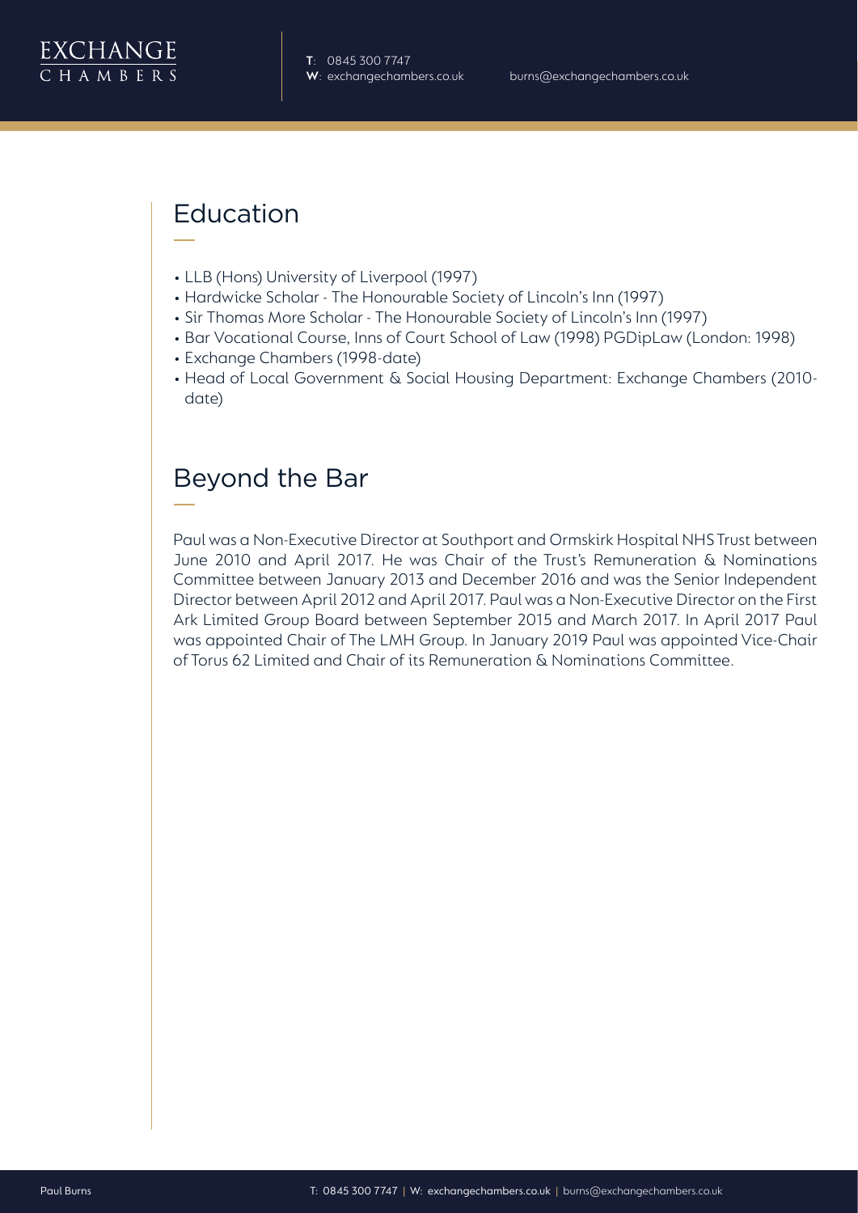## Education

- LLB (Hons) University of Liverpool (1997)
- Hardwicke Scholar - The Honourable Society of Lincoln's Inn (1997)
- Sir Thomas More Scholar - The Honourable Society of Lincoln's Inn (1997)
- Bar Vocational Course, Inns of Court School of Law (1998) PGDipLaw (London: 1998)
- Exchange Chambers (1998-date)
- Head of Local Government & Social Housing Department: Exchange Chambers (2010-date)

## Beyond the Bar

Paul was a Non-Executive Director at Southport and Ormskirk Hospital NHS Trust between June 2010 and April 2017. He was Chair of the Trust's Remuneration & Nominations Committee between January 2013 and December 2016 and was the Senior Independent Director between April 2012 and April 2017. Paul was a Non-Executive Director on the First Ark Limited Group Board between September 2015 and March 2017. In April 2017 Paul was appointed Chair of The LMH Group. In January 2019 Paul was appointed Vice-Chair of Torus 62 Limited and Chair of its Remuneration & Nominations Committee.